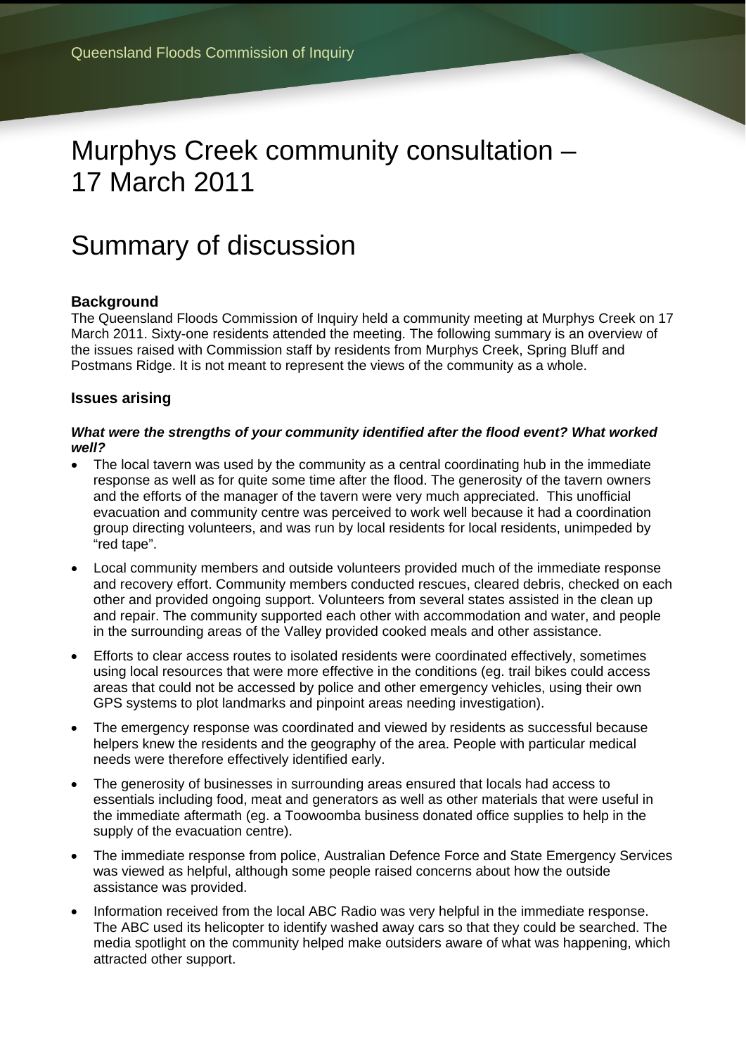Queensland Floods Commission of Inquiry

# Murphys Creek community consultation – 17 March 2011

# Summary of discussion

### Background

The Queensland Floods Commission of Inquiry held a community meeting at Murphys Creek on 17 March 2011. Sixty-one residents attended the meeting. The following summary is an overview of the issues raised with Commission staff by residents from Murphys Creek, Spring Bluff and Postmans Ridge. It is not meant to represent the views of the community as a whole.

### Issues arising

***What were the strengths of your community identified after the flood event? What worked well?***

- The local tavern was used by the community as a central coordinating hub in the immediate response as well as for quite some time after the flood. The generosity of the tavern owners and the efforts of the manager of the tavern were very much appreciated. This unofficial evacuation and community centre was perceived to work well because it had a coordination group directing volunteers, and was run by local residents for local residents, unimpeded by "red tape".
- Local community members and outside volunteers provided much of the immediate response and recovery effort. Community members conducted rescues, cleared debris, checked on each other and provided ongoing support. Volunteers from several states assisted in the clean up and repair. The community supported each other with accommodation and water, and people in the surrounding areas of the Valley provided cooked meals and other assistance.
- Efforts to clear access routes to isolated residents were coordinated effectively, sometimes using local resources that were more effective in the conditions (eg. trail bikes could access areas that could not be accessed by police and other emergency vehicles, using their own GPS systems to plot landmarks and pinpoint areas needing investigation).
- The emergency response was coordinated and viewed by residents as successful because helpers knew the residents and the geography of the area. People with particular medical needs were therefore effectively identified early.
- The generosity of businesses in surrounding areas ensured that locals had access to essentials including food, meat and generators as well as other materials that were useful in the immediate aftermath (eg. a Toowoomba business donated office supplies to help in the supply of the evacuation centre).
- The immediate response from police, Australian Defence Force and State Emergency Services was viewed as helpful, although some people raised concerns about how the outside assistance was provided.
- Information received from the local ABC Radio was very helpful in the immediate response. The ABC used its helicopter to identify washed away cars so that they could be searched. The media spotlight on the community helped make outsiders aware of what was happening, which attracted other support.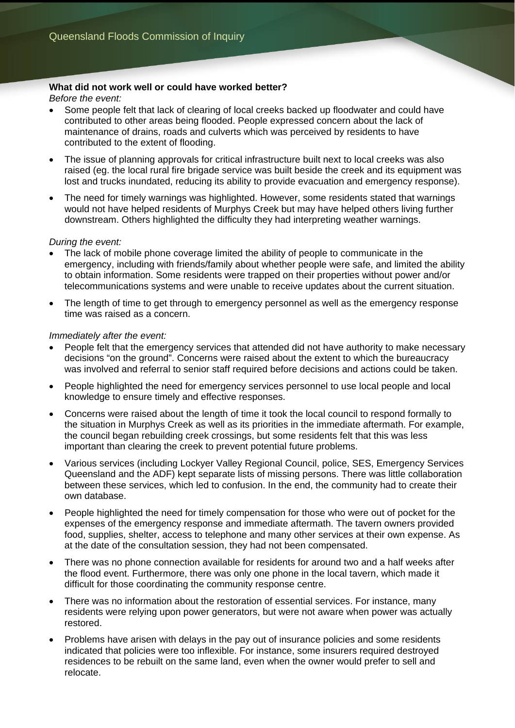**What did not work well or could have worked better?**

*Before the event:*

- Some people felt that lack of clearing of local creeks backed up floodwater and could have contributed to other areas being flooded. People expressed concern about the lack of maintenance of drains, roads and culverts which was perceived by residents to have contributed to the extent of flooding.
- The issue of planning approvals for critical infrastructure built next to local creeks was also raised (eg. the local rural fire brigade service was built beside the creek and its equipment was lost and trucks inundated, reducing its ability to provide evacuation and emergency response).
- The need for timely warnings was highlighted. However, some residents stated that warnings would not have helped residents of Murphys Creek but may have helped others living further downstream. Others highlighted the difficulty they had interpreting weather warnings.

*During the event:*

- The lack of mobile phone coverage limited the ability of people to communicate in the emergency, including with friends/family about whether people were safe, and limited the ability to obtain information. Some residents were trapped on their properties without power and/or telecommunications systems and were unable to receive updates about the current situation.
- The length of time to get through to emergency personnel as well as the emergency response time was raised as a concern.

*Immediately after the event:*

- People felt that the emergency services that attended did not have authority to make necessary decisions "on the ground". Concerns were raised about the extent to which the bureaucracy was involved and referral to senior staff required before decisions and actions could be taken.
- People highlighted the need for emergency services personnel to use local people and local knowledge to ensure timely and effective responses.
- Concerns were raised about the length of time it took the local council to respond formally to the situation in Murphys Creek as well as its priorities in the immediate aftermath. For example, the council began rebuilding creek crossings, but some residents felt that this was less important than clearing the creek to prevent potential future problems.
- Various services (including Lockyer Valley Regional Council, police, SES, Emergency Services Queensland and the ADF) kept separate lists of missing persons. There was little collaboration between these services, which led to confusion. In the end, the community had to create their own database.
- People highlighted the need for timely compensation for those who were out of pocket for the expenses of the emergency response and immediate aftermath. The tavern owners provided food, supplies, shelter, access to telephone and many other services at their own expense. As at the date of the consultation session, they had not been compensated.
- There was no phone connection available for residents for around two and a half weeks after the flood event. Furthermore, there was only one phone in the local tavern, which made it difficult for those coordinating the community response centre.
- There was no information about the restoration of essential services. For instance, many residents were relying upon power generators, but were not aware when power was actually restored.
- Problems have arisen with delays in the pay out of insurance policies and some residents indicated that policies were too inflexible. For instance, some insurers required destroyed residences to be rebuilt on the same land, even when the owner would prefer to sell and relocate.